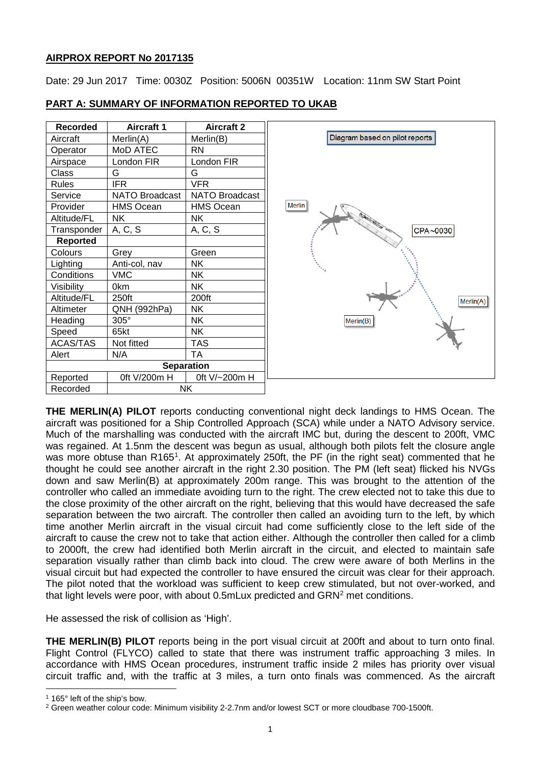**AIRPROX REPORT No 2017135**

Date: 29 Jun 2017 Time: 0030Z Position: 5006N 00351W Location: 11nm SW Start Point

**PART A: SUMMARY OF INFORMATION REPORTED TO UKAB**

| Recorded | Aircraft 1 | Aircraft 2 |
|---|---|---|
| Aircraft | Merlin(A) | Merlin(B) |
| Operator | MoD ATEC | RN |
| Airspace | London FIR | London FIR |
| Class | G | G |
| Rules | IFR | VFR |
| Service | NATO Broadcast | NATO Broadcast |
| Provider | HMS Ocean | HMS Ocean |
| Altitude/FL | NK | NK |
| Transponder | A, C, S | A, C, S |
| **Reported** | | |
| Colours | Grey | Green |
| Lighting | Anti-col, nav | NK |
| Conditions | VMC | NK |
| Visibility | 0km | NK |
| Altitude/FL | 250ft | 200ft |
| Altimeter | QNH (992hPa) | NK |
| Heading | 305° | NK |
| Speed | 65kt | NK |
| ACAS/TAS | Not fitted | TAS |
| Alert | N/A | TA |
| **Separation** | | |
| Reported | 0ft V/200m H | 0ft V/~200m H |
| Recorded | NK | |

Diagram based on pilot reports

**THE MERLIN(A) PILOT** reports conducting conventional night deck landings to HMS Ocean. The aircraft was positioned for a Ship Controlled Approach (SCA) while under a NATO Advisory service. Much of the marshalling was conducted with the aircraft IMC but, during the descent to 200ft, VMC was regained. At 1.5nm the descent was begun as usual, although both pilots felt the closure angle was more obtuse than R165[1]. At approximately 250ft, the PF (in the right seat) commented that he thought he could see another aircraft in the right 2.30 position. The PM (left seat) flicked his NVGs down and saw Merlin(B) at approximately 200m range. This was brought to the attention of the controller who called an immediate avoiding turn to the right. The crew elected not to take this due to the close proximity of the other aircraft on the right, believing that this would have decreased the safe separation between the two aircraft. The controller then called an avoiding turn to the left, by which time another Merlin aircraft in the visual circuit had come sufficiently close to the left side of the aircraft to cause the crew not to take that action either. Although the controller then called for a climb to 2000ft, the crew had identified both Merlin aircraft in the circuit, and elected to maintain safe separation visually rather than climb back into cloud. The crew were aware of both Merlins in the visual circuit but had expected the controller to have ensured the circuit was clear for their approach. The pilot noted that the workload was sufficient to keep crew stimulated, but not over-worked, and that light levels were poor, with about 0.5mLux predicted and GRN[2] met conditions.

He assessed the risk of collision as 'High'.

**THE MERLIN(B) PILOT** reports being in the port visual circuit at 200ft and about to turn onto final. Flight Control (FLYCO) called to state that there was instrument traffic approaching 3 miles. In accordance with HMS Ocean procedures, instrument traffic inside 2 miles has priority over visual circuit traffic and, with the traffic at 3 miles, a turn onto finals was commenced. As the aircraft

[1] 165° left of the ship's bow.

[2] Green weather colour code: Minimum visibility 2-2.7nm and/or lowest SCT or more cloudbase 700-1500ft.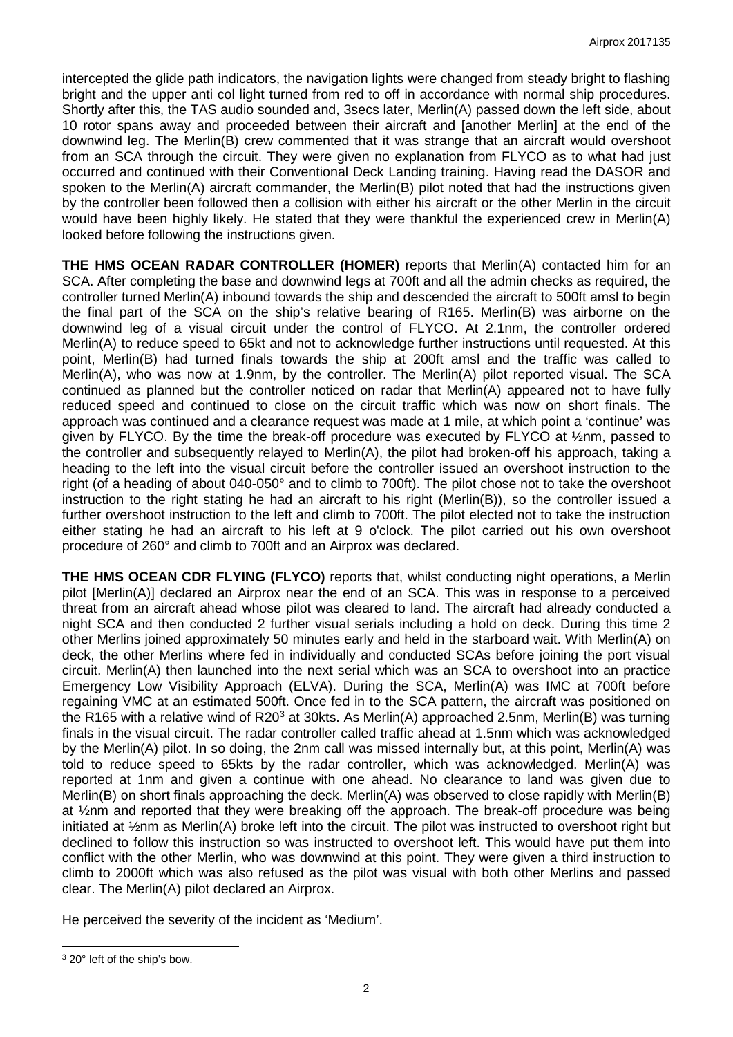intercepted the glide path indicators, the navigation lights were changed from steady bright to flashing bright and the upper anti col light turned from red to off in accordance with normal ship procedures. Shortly after this, the TAS audio sounded and, 3secs later, Merlin(A) passed down the left side, about 10 rotor spans away and proceeded between their aircraft and [another Merlin] at the end of the downwind leg. The Merlin(B) crew commented that it was strange that an aircraft would overshoot from an SCA through the circuit. They were given no explanation from FLYCO as to what had just occurred and continued with their Conventional Deck Landing training. Having read the DASOR and spoken to the Merlin(A) aircraft commander, the Merlin(B) pilot noted that had the instructions given by the controller been followed then a collision with either his aircraft or the other Merlin in the circuit would have been highly likely. He stated that they were thankful the experienced crew in Merlin(A) looked before following the instructions given.

**THE HMS OCEAN RADAR CONTROLLER (HOMER)** reports that Merlin(A) contacted him for an SCA. After completing the base and downwind legs at 700ft and all the admin checks as required, the controller turned Merlin(A) inbound towards the ship and descended the aircraft to 500ft amsl to begin the final part of the SCA on the ship's relative bearing of R165. Merlin(B) was airborne on the downwind leg of a visual circuit under the control of FLYCO. At 2.1nm, the controller ordered Merlin(A) to reduce speed to 65kt and not to acknowledge further instructions until requested. At this point, Merlin(B) had turned finals towards the ship at 200ft amsl and the traffic was called to Merlin(A), who was now at 1.9nm, by the controller. The Merlin(A) pilot reported visual. The SCA continued as planned but the controller noticed on radar that Merlin(A) appeared not to have fully reduced speed and continued to close on the circuit traffic which was now on short finals. The approach was continued and a clearance request was made at 1 mile, at which point a 'continue' was given by FLYCO. By the time the break-off procedure was executed by FLYCO at ½nm, passed to the controller and subsequently relayed to Merlin(A), the pilot had broken-off his approach, taking a heading to the left into the visual circuit before the controller issued an overshoot instruction to the right (of a heading of about 040-050° and to climb to 700ft). The pilot chose not to take the overshoot instruction to the right stating he had an aircraft to his right (Merlin(B)), so the controller issued a further overshoot instruction to the left and climb to 700ft. The pilot elected not to take the instruction either stating he had an aircraft to his left at 9 o'clock. The pilot carried out his own overshoot procedure of 260° and climb to 700ft and an Airprox was declared.

**THE HMS OCEAN CDR FLYING (FLYCO)** reports that, whilst conducting night operations, a Merlin pilot [Merlin(A)] declared an Airprox near the end of an SCA. This was in response to a perceived threat from an aircraft ahead whose pilot was cleared to land. The aircraft had already conducted a night SCA and then conducted 2 further visual serials including a hold on deck. During this time 2 other Merlins joined approximately 50 minutes early and held in the starboard wait. With Merlin(A) on deck, the other Merlins where fed in individually and conducted SCAs before joining the port visual circuit. Merlin(A) then launched into the next serial which was an SCA to overshoot into an practice Emergency Low Visibility Approach (ELVA). During the SCA, Merlin(A) was IMC at 700ft before regaining VMC at an estimated 500ft. Once fed in to the SCA pattern, the aircraft was positioned on the R165 with a relative wind of R20[3] at 30kts. As Merlin(A) approached 2.5nm, Merlin(B) was turning finals in the visual circuit. The radar controller called traffic ahead at 1.5nm which was acknowledged by the Merlin(A) pilot. In so doing, the 2nm call was missed internally but, at this point, Merlin(A) was told to reduce speed to 65kts by the radar controller, which was acknowledged. Merlin(A) was reported at 1nm and given a continue with one ahead. No clearance to land was given due to Merlin(B) on short finals approaching the deck. Merlin(A) was observed to close rapidly with Merlin(B) at ½nm and reported that they were breaking off the approach. The break-off procedure was being initiated at ½nm as Merlin(A) broke left into the circuit. The pilot was instructed to overshoot right but declined to follow this instruction so was instructed to overshoot left. This would have put them into conflict with the other Merlin, who was downwind at this point. They were given a third instruction to climb to 2000ft which was also refused as the pilot was visual with both other Merlins and passed clear. The Merlin(A) pilot declared an Airprox.

He perceived the severity of the incident as 'Medium'.

[3] 20° left of the ship's bow.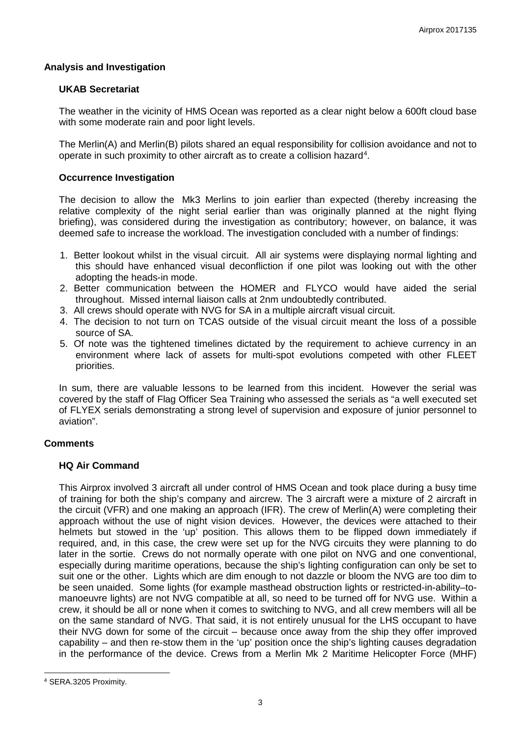## Analysis and Investigation

### UKAB Secretariat

The weather in the vicinity of HMS Ocean was reported as a clear night below a 600ft cloud base with some moderate rain and poor light levels.

The Merlin(A) and Merlin(B) pilots shared an equal responsibility for collision avoidance and not to operate in such proximity to other aircraft as to create a collision hazard[4].

### Occurrence Investigation

The decision to allow the Mk3 Merlins to join earlier than expected (thereby increasing the relative complexity of the night serial earlier than was originally planned at the night flying briefing), was considered during the investigation as contributory; however, on balance, it was deemed safe to increase the workload. The investigation concluded with a number of findings:

1. Better lookout whilst in the visual circuit. All air systems were displaying normal lighting and this should have enhanced visual deconfliction if one pilot was looking out with the other adopting the heads-in mode.
2. Better communication between the HOMER and FLYCO would have aided the serial throughout. Missed internal liaison calls at 2nm undoubtedly contributed.
3. All crews should operate with NVG for SA in a multiple aircraft visual circuit.
4. The decision to not turn on TCAS outside of the visual circuit meant the loss of a possible source of SA.
5. Of note was the tightened timelines dictated by the requirement to achieve currency in an environment where lack of assets for multi-spot evolutions competed with other FLEET priorities.

In sum, there are valuable lessons to be learned from this incident. However the serial was covered by the staff of Flag Officer Sea Training who assessed the serials as "a well executed set of FLYEX serials demonstrating a strong level of supervision and exposure of junior personnel to aviation".

## Comments

### HQ Air Command

This Airprox involved 3 aircraft all under control of HMS Ocean and took place during a busy time of training for both the ship's company and aircrew. The 3 aircraft were a mixture of 2 aircraft in the circuit (VFR) and one making an approach (IFR). The crew of Merlin(A) were completing their approach without the use of night vision devices. However, the devices were attached to their helmets but stowed in the 'up' position. This allows them to be flipped down immediately if required, and, in this case, the crew were set up for the NVG circuits they were planning to do later in the sortie. Crews do not normally operate with one pilot on NVG and one conventional, especially during maritime operations, because the ship's lighting configuration can only be set to suit one or the other. Lights which are dim enough to not dazzle or bloom the NVG are too dim to be seen unaided. Some lights (for example masthead obstruction lights or restricted-in-ability–to-manoeuvre lights) are not NVG compatible at all, so need to be turned off for NVG use. Within a crew, it should be all or none when it comes to switching to NVG, and all crew members will all be on the same standard of NVG. That said, it is not entirely unusual for the LHS occupant to have their NVG down for some of the circuit – because once away from the ship they offer improved capability – and then re-stow them in the 'up' position once the ship's lighting causes degradation in the performance of the device. Crews from a Merlin Mk 2 Maritime Helicopter Force (MHF)

[4] SERA.3205 Proximity.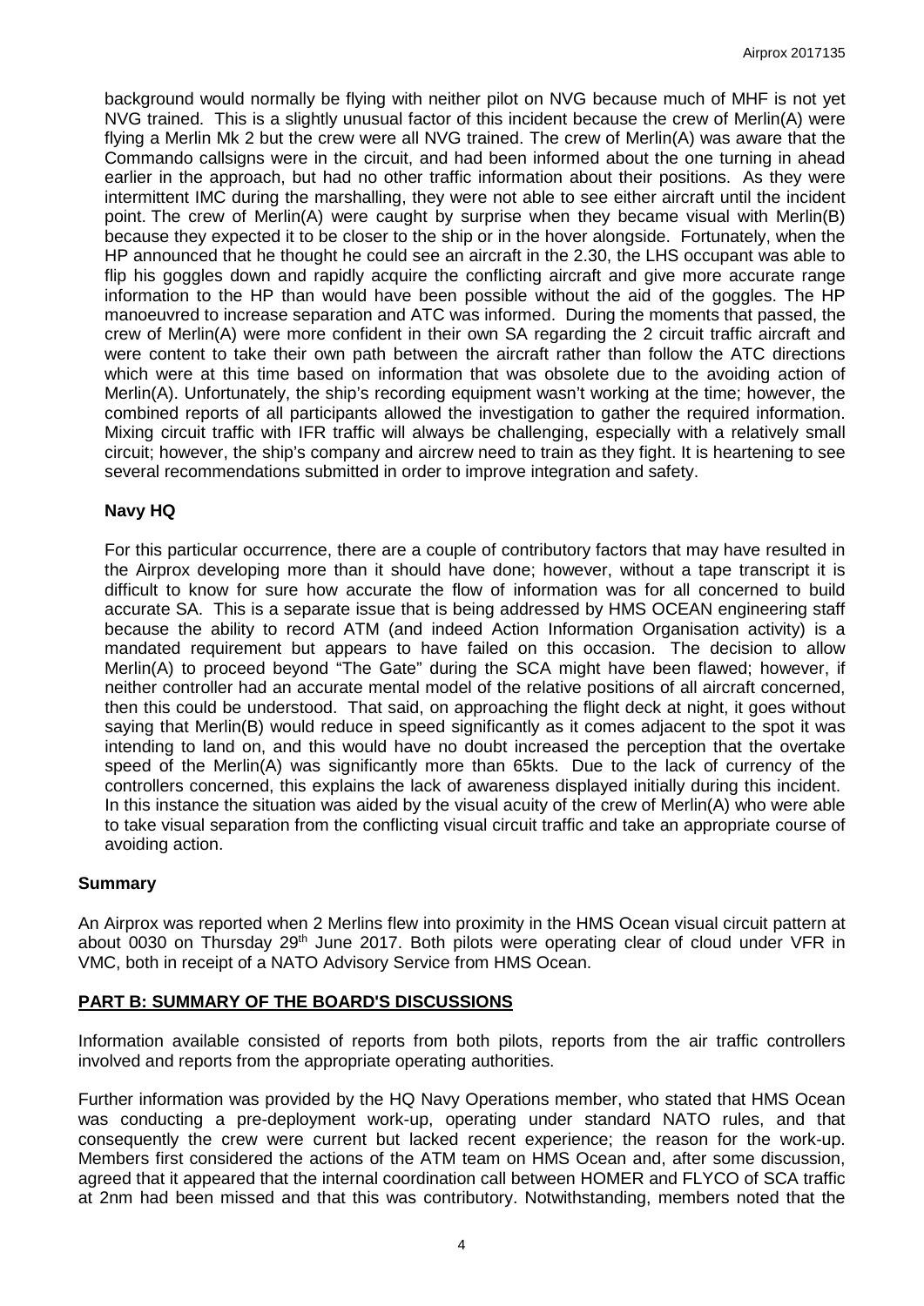background would normally be flying with neither pilot on NVG because much of MHF is not yet NVG trained. This is a slightly unusual factor of this incident because the crew of Merlin(A) were flying a Merlin Mk 2 but the crew were all NVG trained. The crew of Merlin(A) was aware that the Commando callsigns were in the circuit, and had been informed about the one turning in ahead earlier in the approach, but had no other traffic information about their positions. As they were intermittent IMC during the marshalling, they were not able to see either aircraft until the incident point. The crew of Merlin(A) were caught by surprise when they became visual with Merlin(B) because they expected it to be closer to the ship or in the hover alongside. Fortunately, when the HP announced that he thought he could see an aircraft in the 2.30, the LHS occupant was able to flip his goggles down and rapidly acquire the conflicting aircraft and give more accurate range information to the HP than would have been possible without the aid of the goggles. The HP manoeuvred to increase separation and ATC was informed. During the moments that passed, the crew of Merlin(A) were more confident in their own SA regarding the 2 circuit traffic aircraft and were content to take their own path between the aircraft rather than follow the ATC directions which were at this time based on information that was obsolete due to the avoiding action of Merlin(A). Unfortunately, the ship's recording equipment wasn't working at the time; however, the combined reports of all participants allowed the investigation to gather the required information. Mixing circuit traffic with IFR traffic will always be challenging, especially with a relatively small circuit; however, the ship's company and aircrew need to train as they fight. It is heartening to see several recommendations submitted in order to improve integration and safety.

### Navy HQ

For this particular occurrence, there are a couple of contributory factors that may have resulted in the Airprox developing more than it should have done; however, without a tape transcript it is difficult to know for sure how accurate the flow of information was for all concerned to build accurate SA. This is a separate issue that is being addressed by HMS OCEAN engineering staff because the ability to record ATM (and indeed Action Information Organisation activity) is a mandated requirement but appears to have failed on this occasion. The decision to allow Merlin(A) to proceed beyond "The Gate" during the SCA might have been flawed; however, if neither controller had an accurate mental model of the relative positions of all aircraft concerned, then this could be understood. That said, on approaching the flight deck at night, it goes without saying that Merlin(B) would reduce in speed significantly as it comes adjacent to the spot it was intending to land on, and this would have no doubt increased the perception that the overtake speed of the Merlin(A) was significantly more than 65kts. Due to the lack of currency of the controllers concerned, this explains the lack of awareness displayed initially during this incident. In this instance the situation was aided by the visual acuity of the crew of Merlin(A) who were able to take visual separation from the conflicting visual circuit traffic and take an appropriate course of avoiding action.

## Summary

An Airprox was reported when 2 Merlins flew into proximity in the HMS Ocean visual circuit pattern at about 0030 on Thursday 29th June 2017. Both pilots were operating clear of cloud under VFR in VMC, both in receipt of a NATO Advisory Service from HMS Ocean.

## PART B: SUMMARY OF THE BOARD'S DISCUSSIONS

Information available consisted of reports from both pilots, reports from the air traffic controllers involved and reports from the appropriate operating authorities.

Further information was provided by the HQ Navy Operations member, who stated that HMS Ocean was conducting a pre-deployment work-up, operating under standard NATO rules, and that consequently the crew were current but lacked recent experience; the reason for the work-up. Members first considered the actions of the ATM team on HMS Ocean and, after some discussion, agreed that it appeared that the internal coordination call between HOMER and FLYCO of SCA traffic at 2nm had been missed and that this was contributory. Notwithstanding, members noted that the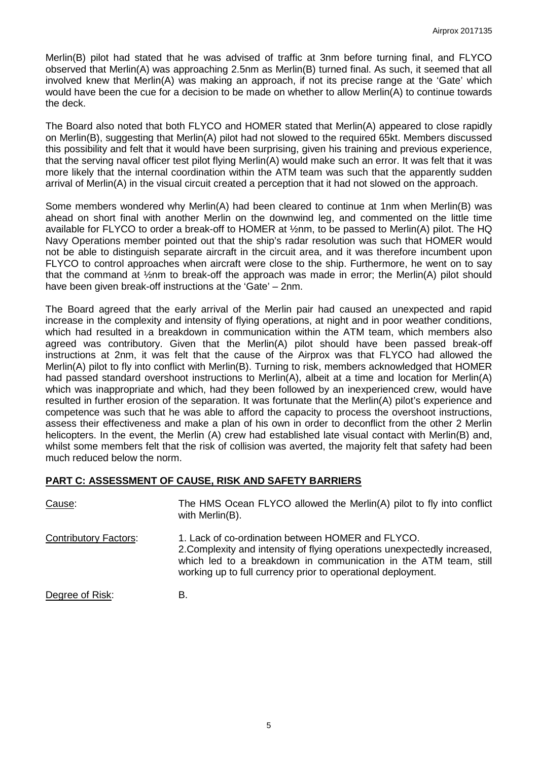Merlin(B) pilot had stated that he was advised of traffic at 3nm before turning final, and FLYCO observed that Merlin(A) was approaching 2.5nm as Merlin(B) turned final. As such, it seemed that all involved knew that Merlin(A) was making an approach, if not its precise range at the 'Gate' which would have been the cue for a decision to be made on whether to allow Merlin(A) to continue towards the deck.

The Board also noted that both FLYCO and HOMER stated that Merlin(A) appeared to close rapidly on Merlin(B), suggesting that Merlin(A) pilot had not slowed to the required 65kt. Members discussed this possibility and felt that it would have been surprising, given his training and previous experience, that the serving naval officer test pilot flying Merlin(A) would make such an error. It was felt that it was more likely that the internal coordination within the ATM team was such that the apparently sudden arrival of Merlin(A) in the visual circuit created a perception that it had not slowed on the approach.

Some members wondered why Merlin(A) had been cleared to continue at 1nm when Merlin(B) was ahead on short final with another Merlin on the downwind leg, and commented on the little time available for FLYCO to order a break-off to HOMER at ½nm, to be passed to Merlin(A) pilot. The HQ Navy Operations member pointed out that the ship's radar resolution was such that HOMER would not be able to distinguish separate aircraft in the circuit area, and it was therefore incumbent upon FLYCO to control approaches when aircraft were close to the ship. Furthermore, he went on to say that the command at ½nm to break-off the approach was made in error; the Merlin(A) pilot should have been given break-off instructions at the 'Gate' – 2nm.

The Board agreed that the early arrival of the Merlin pair had caused an unexpected and rapid increase in the complexity and intensity of flying operations, at night and in poor weather conditions, which had resulted in a breakdown in communication within the ATM team, which members also agreed was contributory. Given that the Merlin(A) pilot should have been passed break-off instructions at 2nm, it was felt that the cause of the Airprox was that FLYCO had allowed the Merlin(A) pilot to fly into conflict with Merlin(B). Turning to risk, members acknowledged that HOMER had passed standard overshoot instructions to Merlin(A), albeit at a time and location for Merlin(A) which was inappropriate and which, had they been followed by an inexperienced crew, would have resulted in further erosion of the separation. It was fortunate that the Merlin(A) pilot's experience and competence was such that he was able to afford the capacity to process the overshoot instructions, assess their effectiveness and make a plan of his own in order to deconflict from the other 2 Merlin helicopters. In the event, the Merlin (A) crew had established late visual contact with Merlin(B) and, whilst some members felt that the risk of collision was averted, the majority felt that safety had been much reduced below the norm.

## PART C: ASSESSMENT OF CAUSE, RISK AND SAFETY BARRIERS

Cause: The HMS Ocean FLYCO allowed the Merlin(A) pilot to fly into conflict with Merlin(B).

Contributory Factors:
1. Lack of co-ordination between HOMER and FLYCO.
2. Complexity and intensity of flying operations unexpectedly increased, which led to a breakdown in communication in the ATM team, still working up to full currency prior to operational deployment.

Degree of Risk: B.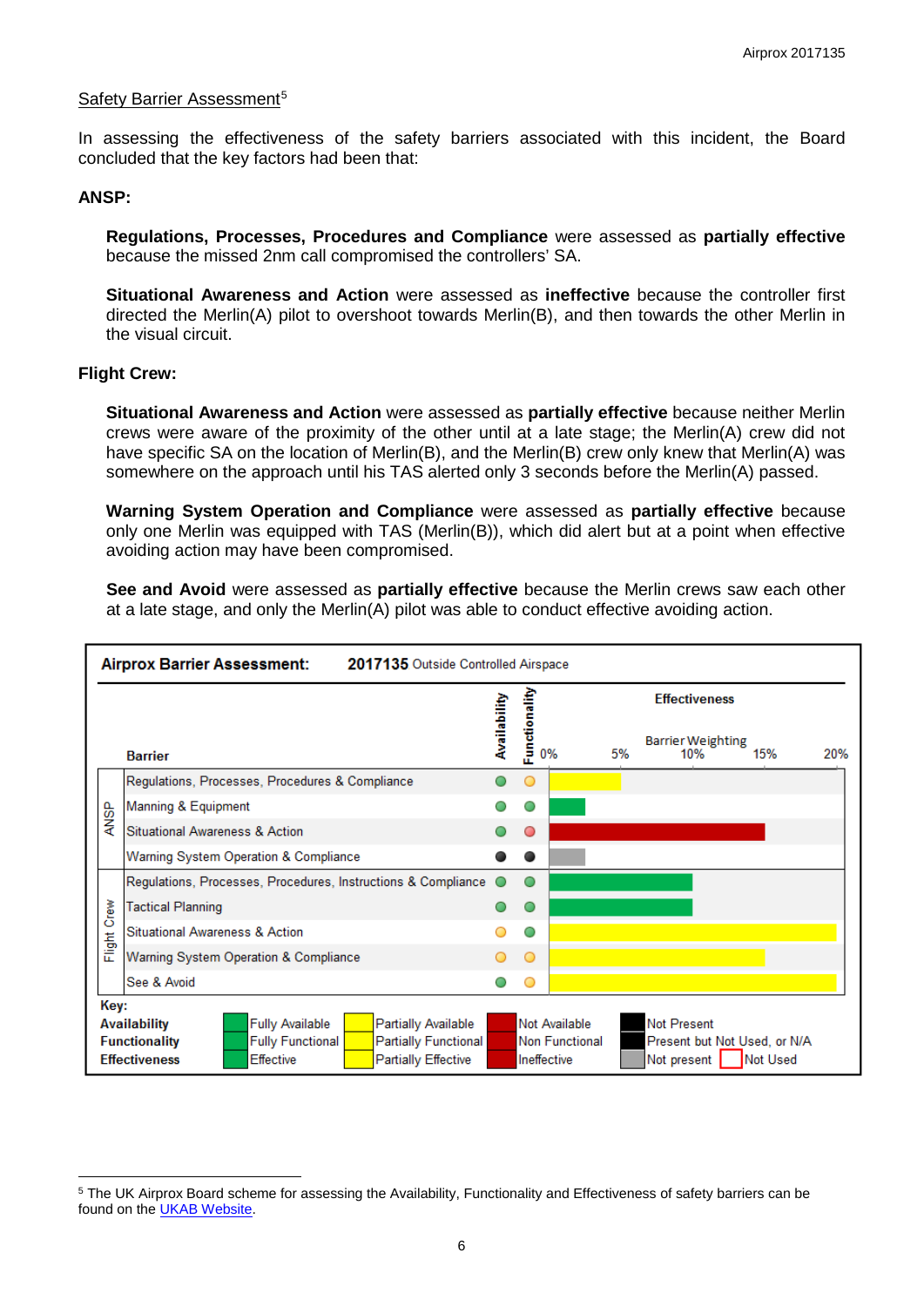Safety Barrier Assessment[5]

In assessing the effectiveness of the safety barriers associated with this incident, the Board concluded that the key factors had been that:

**ANSP:**

**Regulations, Processes, Procedures and Compliance** were assessed as **partially effective** because the missed 2nm call compromised the controllers' SA.

**Situational Awareness and Action** were assessed as **ineffective** because the controller first directed the Merlin(A) pilot to overshoot towards Merlin(B), and then towards the other Merlin in the visual circuit.

**Flight Crew:**

**Situational Awareness and Action** were assessed as **partially effective** because neither Merlin crews were aware of the proximity of the other until at a late stage; the Merlin(A) crew did not have specific SA on the location of Merlin(B), and the Merlin(B) crew only knew that Merlin(A) was somewhere on the approach until his TAS alerted only 3 seconds before the Merlin(A) passed.

**Warning System Operation and Compliance** were assessed as **partially effective** because only one Merlin was equipped with TAS (Merlin(B)), which did alert but at a point when effective avoiding action may have been compromised.

**See and Avoid** were assessed as **partially effective** because the Merlin crews saw each other at a late stage, and only the Merlin(A) pilot was able to conduct effective avoiding action.

**Airprox Barrier Assessment:** **2017135** Outside Controlled Airspace

Barrier
Availability
Functionality
Effectiveness
Barrier Weighting
0% 5% 10% 15% 20%

ANSP
Regulations, Processes, Procedures & Compliance
Manning & Equipment
Situational Awareness & Action
Warning System Operation & Compliance

Flight Crew
Regulations, Processes, Procedures, Instructions & Compliance
Tactical Planning
Situational Awareness & Action
Warning System Operation & Compliance
See & Avoid

Key:
Availability: Fully Available, Partially Available, Not Available, Not Present
Functionality: Fully Functional, Partially Functional, Non Functional, Present but Not Used, or N/A
Effectiveness: Effective, Partially Effective, Ineffective, Not present, Not Used

[5] The UK Airprox Board scheme for assessing the Availability, Functionality and Effectiveness of safety barriers can be found on the UKAB Website.